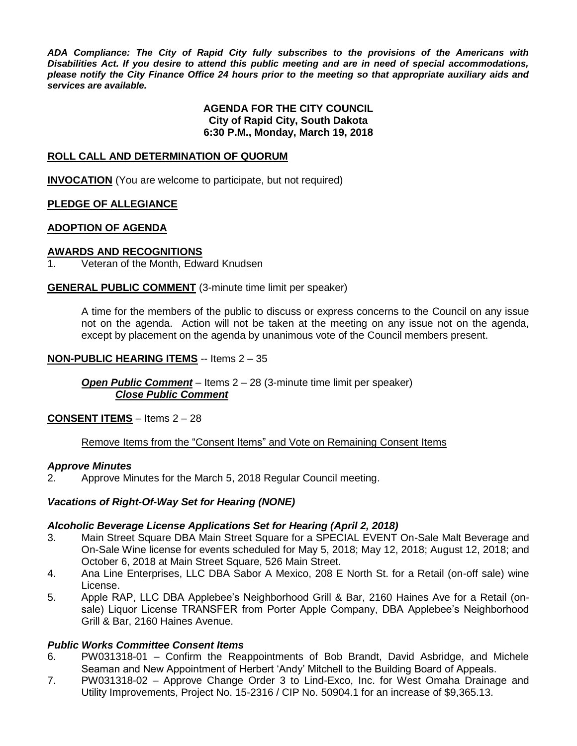***ADA Compliance: The City of Rapid City fully subscribes to the provisions of the Americans with Disabilities Act. If you desire to attend this public meeting and are in need of special accommodations, please notify the City Finance Office 24 hours prior to the meeting so that appropriate auxiliary aids and services are available.***

**AGENDA FOR THE CITY COUNCIL**
**City of Rapid City, South Dakota**
**6:30 P.M., Monday, March 19, 2018**

**ROLL CALL AND DETERMINATION OF QUORUM**

**INVOCATION** (You are welcome to participate, but not required)

**PLEDGE OF ALLEGIANCE**

**ADOPTION OF AGENDA**

**AWARDS AND RECOGNITIONS**

1. Veteran of the Month, Edward Knudsen

**GENERAL PUBLIC COMMENT** (3-minute time limit per speaker)

A time for the members of the public to discuss or express concerns to the Council on any issue not on the agenda. Action will not be taken at the meeting on any issue not on the agenda, except by placement on the agenda by unanimous vote of the Council members present.

**NON-PUBLIC HEARING ITEMS** -- Items 2 – 35

***Open Public Comment*** – Items 2 – 28 (3-minute time limit per speaker)
***Close Public Comment***

**CONSENT ITEMS** – Items 2 – 28

Remove Items from the "Consent Items" and Vote on Remaining Consent Items

***Approve Minutes***

2. Approve Minutes for the March 5, 2018 Regular Council meeting.

***Vacations of Right-Of-Way Set for Hearing (NONE)***

***Alcoholic Beverage License Applications Set for Hearing (April 2, 2018)***

3. Main Street Square DBA Main Street Square for a SPECIAL EVENT On-Sale Malt Beverage and On-Sale Wine license for events scheduled for May 5, 2018; May 12, 2018; August 12, 2018; and October 6, 2018 at Main Street Square, 526 Main Street.
4. Ana Line Enterprises, LLC DBA Sabor A Mexico, 208 E North St. for a Retail (on-off sale) wine License.
5. Apple RAP, LLC DBA Applebee's Neighborhood Grill & Bar, 2160 Haines Ave for a Retail (on-sale) Liquor License TRANSFER from Porter Apple Company, DBA Applebee's Neighborhood Grill & Bar, 2160 Haines Avenue.

***Public Works Committee Consent Items***

6. PW031318-01 – Confirm the Reappointments of Bob Brandt, David Asbridge, and Michele Seaman and New Appointment of Herbert 'Andy' Mitchell to the Building Board of Appeals.
7. PW031318-02 – Approve Change Order 3 to Lind-Exco, Inc. for West Omaha Drainage and Utility Improvements, Project No. 15-2316 / CIP No. 50904.1 for an increase of $9,365.13.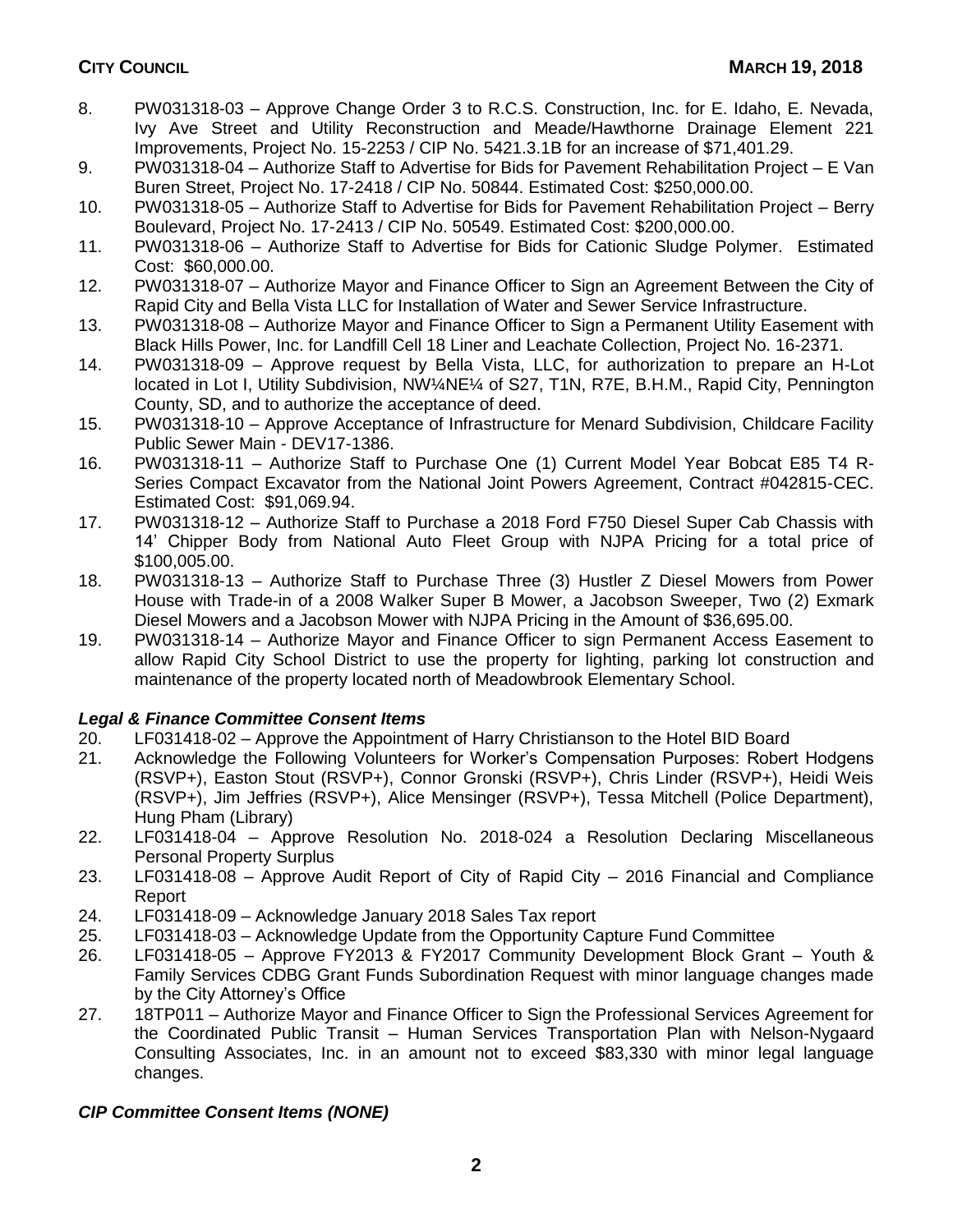8. PW031318-03 – Approve Change Order 3 to R.C.S. Construction, Inc. for E. Idaho, E. Nevada, Ivy Ave Street and Utility Reconstruction and Meade/Hawthorne Drainage Element 221 Improvements, Project No. 15-2253 / CIP No. 5421.3.1B for an increase of $71,401.29.
9. PW031318-04 – Authorize Staff to Advertise for Bids for Pavement Rehabilitation Project – E Van Buren Street, Project No. 17-2418 / CIP No. 50844. Estimated Cost: $250,000.00.
10. PW031318-05 – Authorize Staff to Advertise for Bids for Pavement Rehabilitation Project – Berry Boulevard, Project No. 17-2413 / CIP No. 50549. Estimated Cost: $200,000.00.
11. PW031318-06 – Authorize Staff to Advertise for Bids for Cationic Sludge Polymer. Estimated Cost: $60,000.00.
12. PW031318-07 – Authorize Mayor and Finance Officer to Sign an Agreement Between the City of Rapid City and Bella Vista LLC for Installation of Water and Sewer Service Infrastructure.
13. PW031318-08 – Authorize Mayor and Finance Officer to Sign a Permanent Utility Easement with Black Hills Power, Inc. for Landfill Cell 18 Liner and Leachate Collection, Project No. 16-2371.
14. PW031318-09 – Approve request by Bella Vista, LLC, for authorization to prepare an H-Lot located in Lot I, Utility Subdivision, NW¼NE¼ of S27, T1N, R7E, B.H.M., Rapid City, Pennington County, SD, and to authorize the acceptance of deed.
15. PW031318-10 – Approve Acceptance of Infrastructure for Menard Subdivision, Childcare Facility Public Sewer Main - DEV17-1386.
16. PW031318-11 – Authorize Staff to Purchase One (1) Current Model Year Bobcat E85 T4 R-Series Compact Excavator from the National Joint Powers Agreement, Contract #042815-CEC. Estimated Cost: $91,069.94.
17. PW031318-12 – Authorize Staff to Purchase a 2018 Ford F750 Diesel Super Cab Chassis with 14' Chipper Body from National Auto Fleet Group with NJPA Pricing for a total price of $100,005.00.
18. PW031318-13 – Authorize Staff to Purchase Three (3) Hustler Z Diesel Mowers from Power House with Trade-in of a 2008 Walker Super B Mower, a Jacobson Sweeper, Two (2) Exmark Diesel Mowers and a Jacobson Mower with NJPA Pricing in the Amount of $36,695.00.
19. PW031318-14 – Authorize Mayor and Finance Officer to sign Permanent Access Easement to allow Rapid City School District to use the property for lighting, parking lot construction and maintenance of the property located north of Meadowbrook Elementary School.

### *Legal & Finance Committee Consent Items*

20. LF031418-02 – Approve the Appointment of Harry Christianson to the Hotel BID Board
21. Acknowledge the Following Volunteers for Worker's Compensation Purposes: Robert Hodgens (RSVP+), Easton Stout (RSVP+), Connor Gronski (RSVP+), Chris Linder (RSVP+), Heidi Weis (RSVP+), Jim Jeffries (RSVP+), Alice Mensinger (RSVP+), Tessa Mitchell (Police Department), Hung Pham (Library)
22. LF031418-04 – Approve Resolution No. 2018-024 a Resolution Declaring Miscellaneous Personal Property Surplus
23. LF031418-08 – Approve Audit Report of City of Rapid City – 2016 Financial and Compliance Report
24. LF031418-09 – Acknowledge January 2018 Sales Tax report
25. LF031418-03 – Acknowledge Update from the Opportunity Capture Fund Committee
26. LF031418-05 – Approve FY2013 & FY2017 Community Development Block Grant – Youth & Family Services CDBG Grant Funds Subordination Request with minor language changes made by the City Attorney's Office
27. 18TP011 – Authorize Mayor and Finance Officer to Sign the Professional Services Agreement for the Coordinated Public Transit – Human Services Transportation Plan with Nelson-Nygaard Consulting Associates, Inc. in an amount not to exceed $83,330 with minor legal language changes.

### *CIP Committee Consent Items (NONE)*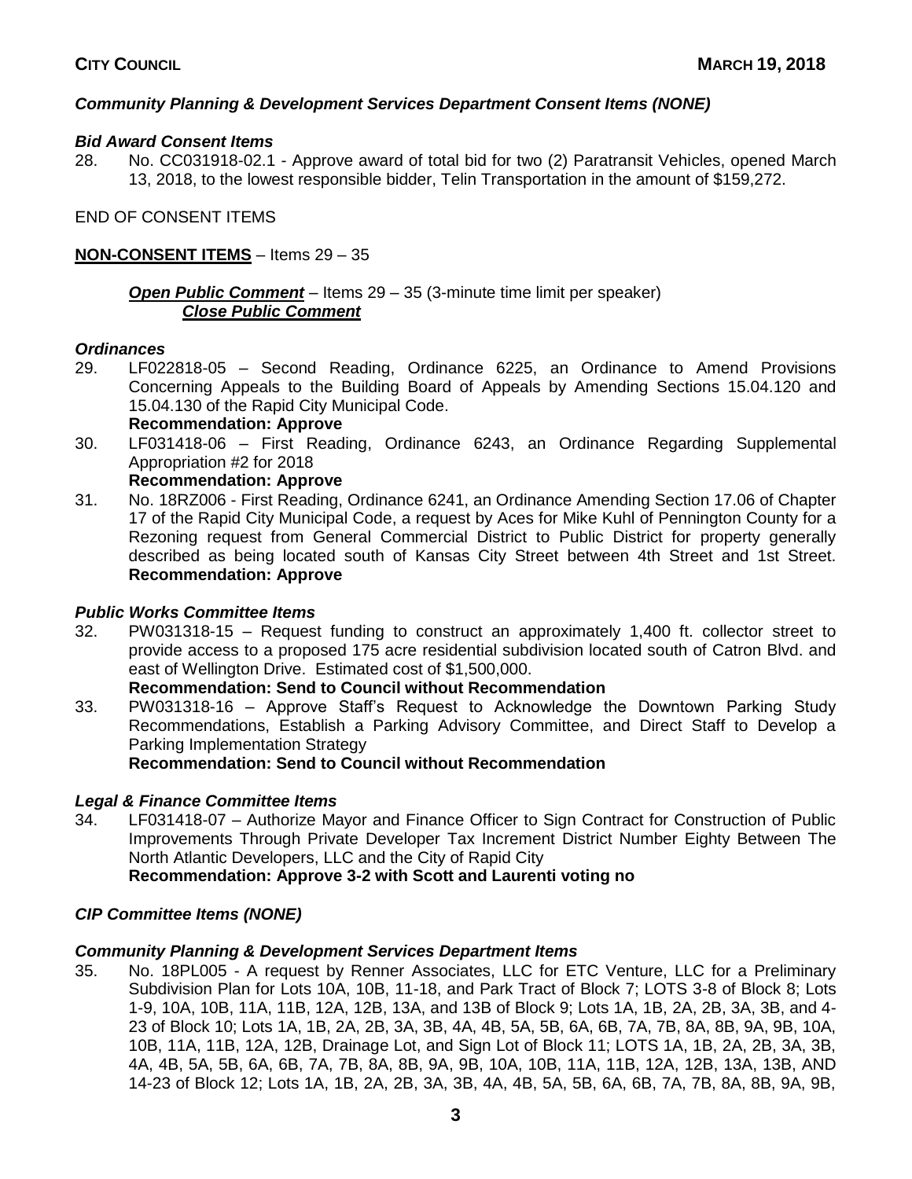### *Community Planning & Development Services Department Consent Items (NONE)*

### *Bid Award Consent Items*

28. No. CC031918-02.1 - Approve award of total bid for two (2) Paratransit Vehicles, opened March 13, 2018, to the lowest responsible bidder, Telin Transportation in the amount of $159,272.

END OF CONSENT ITEMS

**NON-CONSENT ITEMS** – Items 29 – 35

***Open Public Comment*** – Items 29 – 35 (3-minute time limit per speaker)
***Close Public Comment***

### *Ordinances*

29. LF022818-05 – Second Reading, Ordinance 6225, an Ordinance to Amend Provisions Concerning Appeals to the Building Board of Appeals by Amending Sections 15.04.120 and 15.04.130 of the Rapid City Municipal Code.
**Recommendation: Approve**
30. LF031418-06 – First Reading, Ordinance 6243, an Ordinance Regarding Supplemental Appropriation #2 for 2018
**Recommendation: Approve**
31. No. 18RZ006 - First Reading, Ordinance 6241, an Ordinance Amending Section 17.06 of Chapter 17 of the Rapid City Municipal Code, a request by Aces for Mike Kuhl of Pennington County for a Rezoning request from General Commercial District to Public District for property generally described as being located south of Kansas City Street between 4th Street and 1st Street. **Recommendation: Approve**

### *Public Works Committee Items*

32. PW031318-15 – Request funding to construct an approximately 1,400 ft. collector street to provide access to a proposed 175 acre residential subdivision located south of Catron Blvd. and east of Wellington Drive. Estimated cost of $1,500,000.
**Recommendation: Send to Council without Recommendation**
33. PW031318-16 – Approve Staff's Request to Acknowledge the Downtown Parking Study Recommendations, Establish a Parking Advisory Committee, and Direct Staff to Develop a Parking Implementation Strategy
**Recommendation: Send to Council without Recommendation**

### *Legal & Finance Committee Items*

34. LF031418-07 – Authorize Mayor and Finance Officer to Sign Contract for Construction of Public Improvements Through Private Developer Tax Increment District Number Eighty Between The North Atlantic Developers, LLC and the City of Rapid City
**Recommendation: Approve 3-2 with Scott and Laurenti voting no**

### *CIP Committee Items (NONE)*

### *Community Planning & Development Services Department Items*

35. No. 18PL005 - A request by Renner Associates, LLC for ETC Venture, LLC for a Preliminary Subdivision Plan for Lots 10A, 10B, 11-18, and Park Tract of Block 7; LOTS 3-8 of Block 8; Lots 1-9, 10A, 10B, 11A, 11B, 12A, 12B, 13A, and 13B of Block 9; Lots 1A, 1B, 2A, 2B, 3A, 3B, and 4-23 of Block 10; Lots 1A, 1B, 2A, 2B, 3A, 3B, 4A, 4B, 5A, 5B, 6A, 6B, 7A, 7B, 8A, 8B, 9A, 9B, 10A, 10B, 11A, 11B, 12A, 12B, Drainage Lot, and Sign Lot of Block 11; LOTS 1A, 1B, 2A, 2B, 3A, 3B, 4A, 4B, 5A, 5B, 6A, 6B, 7A, 7B, 8A, 8B, 9A, 9B, 10A, 10B, 11A, 11B, 12A, 12B, 13A, 13B, AND 14-23 of Block 12; Lots 1A, 1B, 2A, 2B, 3A, 3B, 4A, 4B, 5A, 5B, 6A, 6B, 7A, 7B, 8A, 8B, 9A, 9B,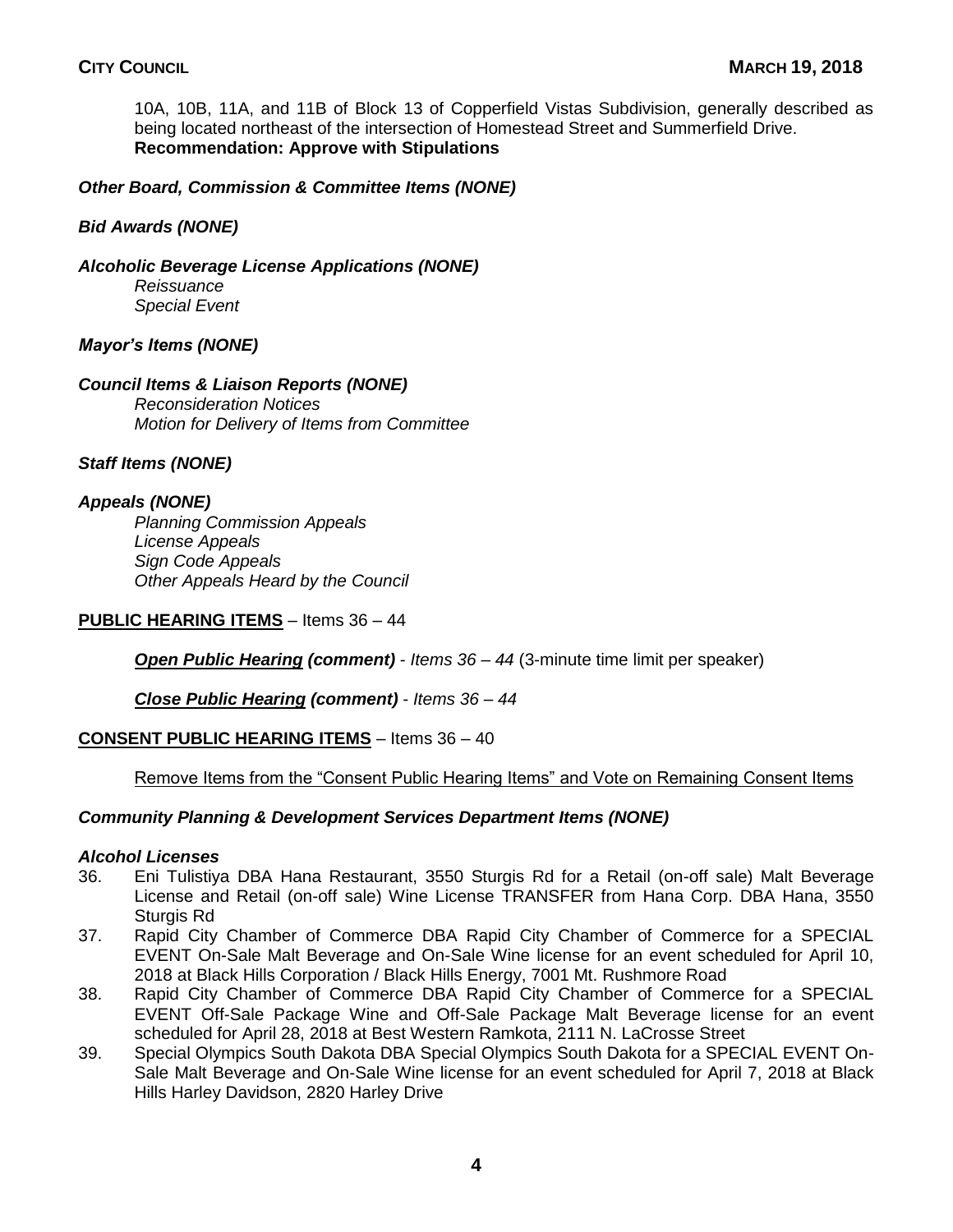10A, 10B, 11A, and 11B of Block 13 of Copperfield Vistas Subdivision, generally described as being located northeast of the intersection of Homestead Street and Summerfield Drive.
**Recommendation: Approve with Stipulations**

***Other Board, Commission & Committee Items (NONE)***

***Bid Awards (NONE)***

***Alcoholic Beverage License Applications (NONE)***
*Reissuance*
*Special Event*

***Mayor's Items (NONE)***

***Council Items & Liaison Reports (NONE)***
*Reconsideration Notices*
*Motion for Delivery of Items from Committee*

***Staff Items (NONE)***

***Appeals (NONE)***
*Planning Commission Appeals*
*License Appeals*
*Sign Code Appeals*
*Other Appeals Heard by the Council*

**PUBLIC HEARING ITEMS** – Items 36 – 44

***Open Public Hearing (comment)*** - *Items 36 – 44* (3-minute time limit per speaker)

***Close Public Hearing (comment)*** - *Items 36 – 44*

**CONSENT PUBLIC HEARING ITEMS** – Items 36 – 40

Remove Items from the "Consent Public Hearing Items" and Vote on Remaining Consent Items

***Community Planning & Development Services Department Items (NONE)***

***Alcohol Licenses***

36. Eni Tulistiya DBA Hana Restaurant, 3550 Sturgis Rd for a Retail (on-off sale) Malt Beverage License and Retail (on-off sale) Wine License TRANSFER from Hana Corp. DBA Hana, 3550 Sturgis Rd
37. Rapid City Chamber of Commerce DBA Rapid City Chamber of Commerce for a SPECIAL EVENT On-Sale Malt Beverage and On-Sale Wine license for an event scheduled for April 10, 2018 at Black Hills Corporation / Black Hills Energy, 7001 Mt. Rushmore Road
38. Rapid City Chamber of Commerce DBA Rapid City Chamber of Commerce for a SPECIAL EVENT Off-Sale Package Wine and Off-Sale Package Malt Beverage license for an event scheduled for April 28, 2018 at Best Western Ramkota, 2111 N. LaCrosse Street
39. Special Olympics South Dakota DBA Special Olympics South Dakota for a SPECIAL EVENT On-Sale Malt Beverage and On-Sale Wine license for an event scheduled for April 7, 2018 at Black Hills Harley Davidson, 2820 Harley Drive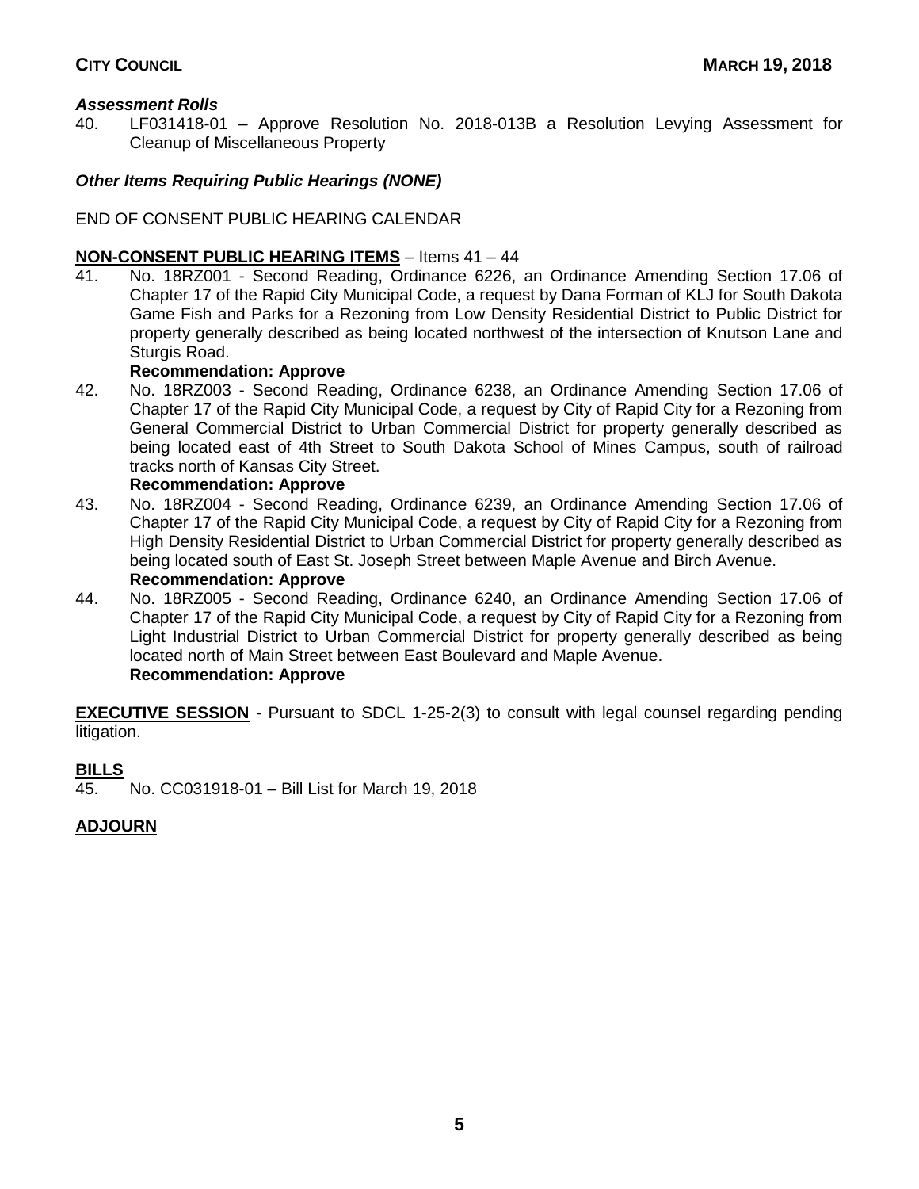***Assessment Rolls***

40. LF031418-01 – Approve Resolution No. 2018-013B a Resolution Levying Assessment for Cleanup of Miscellaneous Property

***Other Items Requiring Public Hearings (NONE)***

END OF CONSENT PUBLIC HEARING CALENDAR

**NON-CONSENT PUBLIC HEARING ITEMS** – Items 41 – 44

41. No. 18RZ001 - Second Reading, Ordinance 6226, an Ordinance Amending Section 17.06 of Chapter 17 of the Rapid City Municipal Code, a request by Dana Forman of KLJ for South Dakota Game Fish and Parks for a Rezoning from Low Density Residential District to Public District for property generally described as being located northwest of the intersection of Knutson Lane and Sturgis Road.
    **Recommendation: Approve**
42. No. 18RZ003 - Second Reading, Ordinance 6238, an Ordinance Amending Section 17.06 of Chapter 17 of the Rapid City Municipal Code, a request by City of Rapid City for a Rezoning from General Commercial District to Urban Commercial District for property generally described as being located east of 4th Street to South Dakota School of Mines Campus, south of railroad tracks north of Kansas City Street.
    **Recommendation: Approve**
43. No. 18RZ004 - Second Reading, Ordinance 6239, an Ordinance Amending Section 17.06 of Chapter 17 of the Rapid City Municipal Code, a request by City of Rapid City for a Rezoning from High Density Residential District to Urban Commercial District for property generally described as being located south of East St. Joseph Street between Maple Avenue and Birch Avenue.
    **Recommendation: Approve**
44. No. 18RZ005 - Second Reading, Ordinance 6240, an Ordinance Amending Section 17.06 of Chapter 17 of the Rapid City Municipal Code, a request by City of Rapid City for a Rezoning from Light Industrial District to Urban Commercial District for property generally described as being located north of Main Street between East Boulevard and Maple Avenue.
    **Recommendation: Approve**

**EXECUTIVE SESSION** - Pursuant to SDCL 1-25-2(3) to consult with legal counsel regarding pending litigation.

**BILLS**

45. No. CC031918-01 – Bill List for March 19, 2018

**ADJOURN**